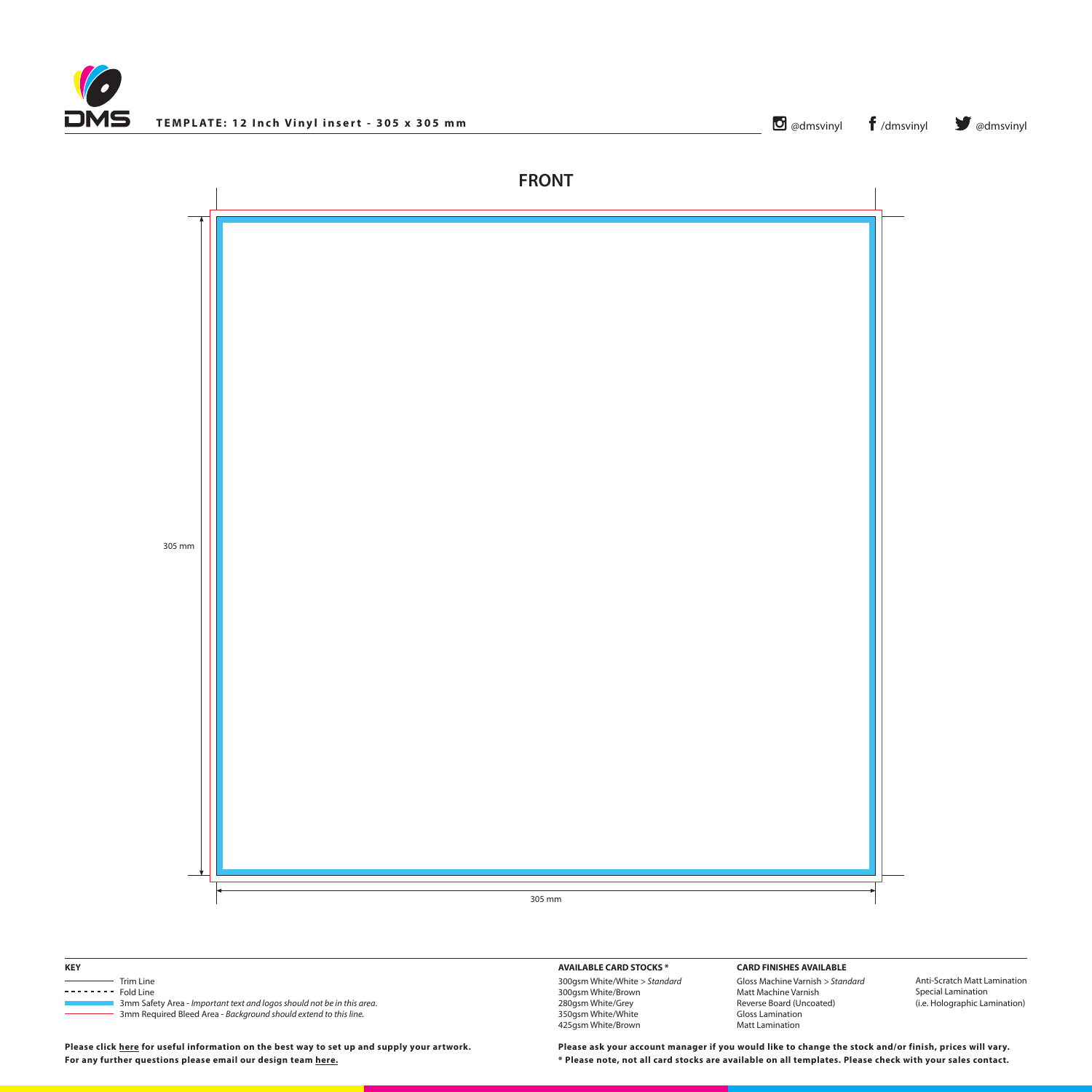**TEMPLATE: 12 Inch Vinyl insert - 305 x 305 mm**

@dmsvinyl /dmsvinyl @dmsvinyl

## FRONT

305 mm

305 mm

**KEY**

- Trim Line
- Fold Line
- 3mm Safety Area - *Important text and logos should not be in this area.*
- 3mm Required Bleed Area - *Background should extend to this line.*

**AVAILABLE CARD STOCKS ***

300gsm White/White > *Standard*
300gsm White/Brown
280gsm White/Grey
350gsm White/White
425gsm White/Brown

**CARD FINISHES AVAILABLE**

Gloss Machine Varnish > *Standard*
Matt Machine Varnish
Reverse Board (Uncoated)
Gloss Lamination
Matt Lamination
Anti-Scratch Matt Lamination
Special Lamination
(i.e. Holographic Lamination)

**Please click here for useful information on the best way to set up and supply your artwork.**
**For any further questions please email our design team here.**

**Please ask your account manager if you would like to change the stock and/or finish, prices will vary.**
**\* Please note, not all card stocks are available on all templates. Please check with your sales contact.**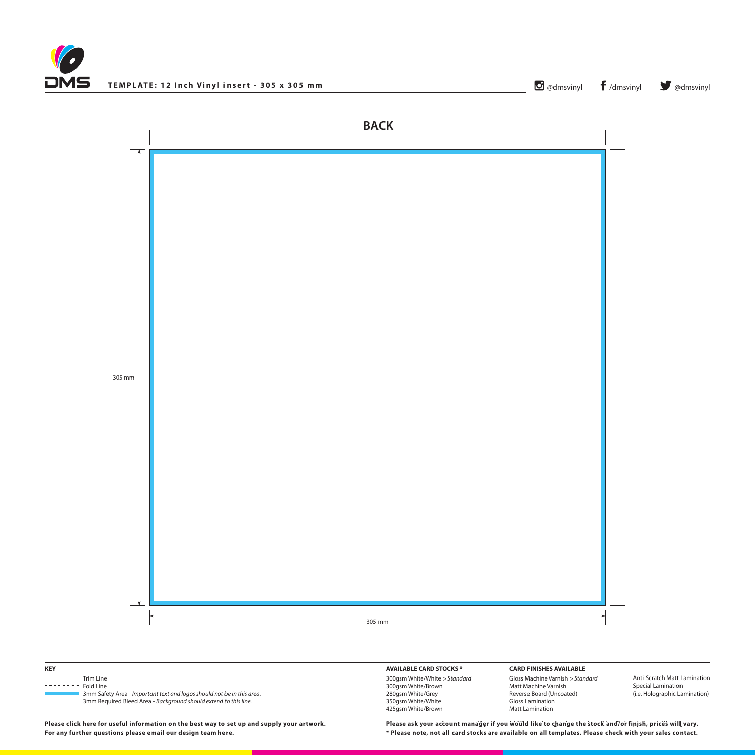**TEMPLATE: 12 Inch Vinyl insert - 305 x 305 mm**

@dmsvinyl /dmsvinyl @dmsvinyl

## BACK

305 mm

305 mm

**KEY**

Trim Line
Fold Line
3mm Safety Area - *Important text and logos should not be in this area.*
3mm Required Bleed Area - *Background should extend to this line.*

**AVAILABLE CARD STOCKS \***

300gsm White/White > *Standard*
300gsm White/Brown
280gsm White/Grey
350gsm White/White
425gsm White/Brown

**CARD FINISHES AVAILABLE**

Gloss Machine Varnish > *Standard*
Matt Machine Varnish
Reverse Board (Uncoated)
Gloss Lamination
Matt Lamination
Anti-Scratch Matt Lamination
Special Lamination
(i.e. Holographic Lamination)

**Please click here for useful information on the best way to set up and supply your artwork.**
**For any further questions please email our design team here.**

**Please ask your account manager if you would like to change the stock and/or finish, prices will vary.**
**\* Please note, not all card stocks are available on all templates. Please check with your sales contact.**